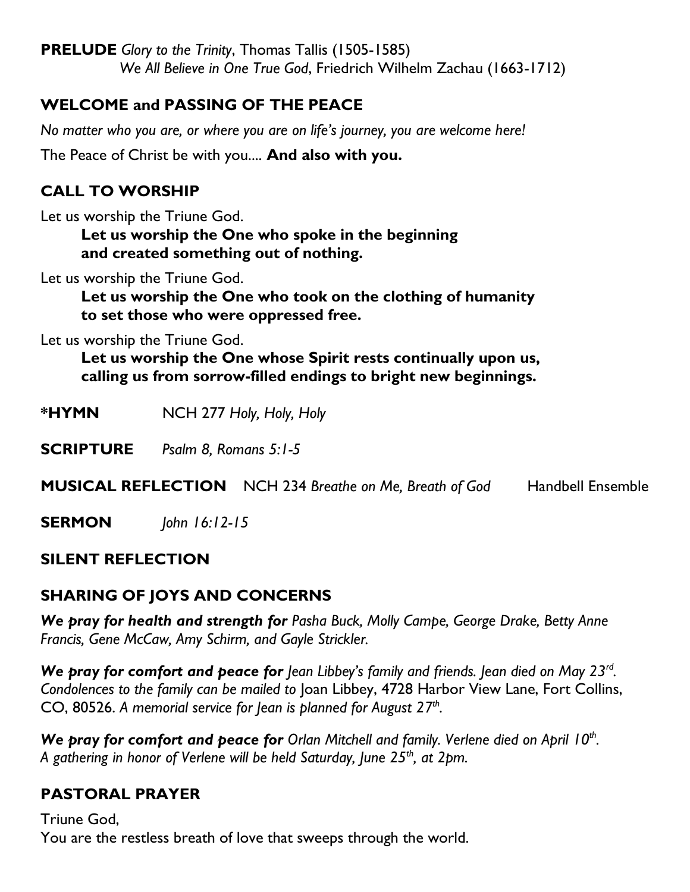**PRELUDE** *Glory to the Trinity*, Thomas Tallis (1505-1585)
*We All Believe in One True God*, Friedrich Wilhelm Zachau (1663-1712)

## WELCOME and PASSING OF THE PEACE

*No matter who you are, or where you are on life's journey, you are welcome here!*

The Peace of Christ be with you.... **And also with you.**

## CALL TO WORSHIP

Let us worship the Triune God.
**Let us worship the One who spoke in the beginning and created something out of nothing.**

Let us worship the Triune God.
**Let us worship the One who took on the clothing of humanity to set those who were oppressed free.**

Let us worship the Triune God.
**Let us worship the One whose Spirit rests continually upon us, calling us from sorrow-filled endings to bright new beginnings.**

**\*HYMN** NCH 277 *Holy, Holy, Holy*

**SCRIPTURE** *Psalm 8, Romans 5:1-5*

**MUSICAL REFLECTION** NCH 234 *Breathe on Me, Breath of God* Handbell Ensemble

**SERMON** *John 16:12-15*

## SILENT REFLECTION

## SHARING OF JOYS AND CONCERNS

***We pray for health and strength for*** *Pasha Buck, Molly Campe, George Drake, Betty Anne Francis, Gene McCaw, Amy Schirm, and Gayle Strickler.*

***We pray for comfort and peace for*** *Jean Libbey's family and friends. Jean died on May 23rd. Condolences to the family can be mailed to* Joan Libbey, 4728 Harbor View Lane, Fort Collins, CO, 80526. *A memorial service for Jean is planned for August 27th.*

***We pray for comfort and peace for*** *Orlan Mitchell and family. Verlene died on April 10th. A gathering in honor of Verlene will be held Saturday, June 25th, at 2pm.*

## PASTORAL PRAYER

Triune God,
You are the restless breath of love that sweeps through the world.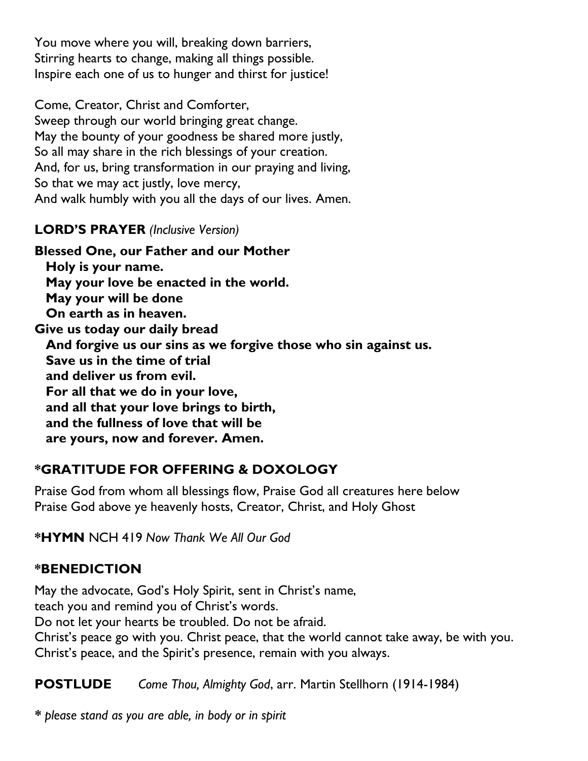You move where you will, breaking down barriers,
Stirring hearts to change, making all things possible.
Inspire each one of us to hunger and thirst for justice!

Come, Creator, Christ and Comforter,
Sweep through our world bringing great change.
May the bounty of your goodness be shared more justly,
So all may share in the rich blessings of your creation.
And, for us, bring transformation in our praying and living,
So that we may act justly, love mercy,
And walk humbly with you all the days of our lives. Amen.

**LORD'S PRAYER** *(Inclusive Version)*

**Blessed One, our Father and our Mother**
**Holy is your name.**
**May your love be enacted in the world.**
**May your will be done**
**On earth as in heaven.**
**Give us today our daily bread**
**And forgive us our sins as we forgive those who sin against us.**
**Save us in the time of trial**
**and deliver us from evil.**
**For all that we do in your love,**
**and all that your love brings to birth,**
**and the fullness of love that will be**
**are yours, now and forever. Amen.**

## *GRATITUDE FOR OFFERING & DOXOLOGY

Praise God from whom all blessings flow, Praise God all creatures here below
Praise God above ye heavenly hosts, Creator, Christ, and Holy Ghost

**\*HYMN** NCH 419 *Now Thank We All Our God*

## *BENEDICTION

May the advocate, God's Holy Spirit, sent in Christ's name,
teach you and remind you of Christ's words.
Do not let your hearts be troubled. Do not be afraid.
Christ's peace go with you. Christ peace, that the world cannot take away, be with you.
Christ's peace, and the Spirit's presence, remain with you always.

**POSTLUDE** *Come Thou, Almighty God*, arr. Martin Stellhorn (1914-1984)

*\* please stand as you are able, in body or in spirit*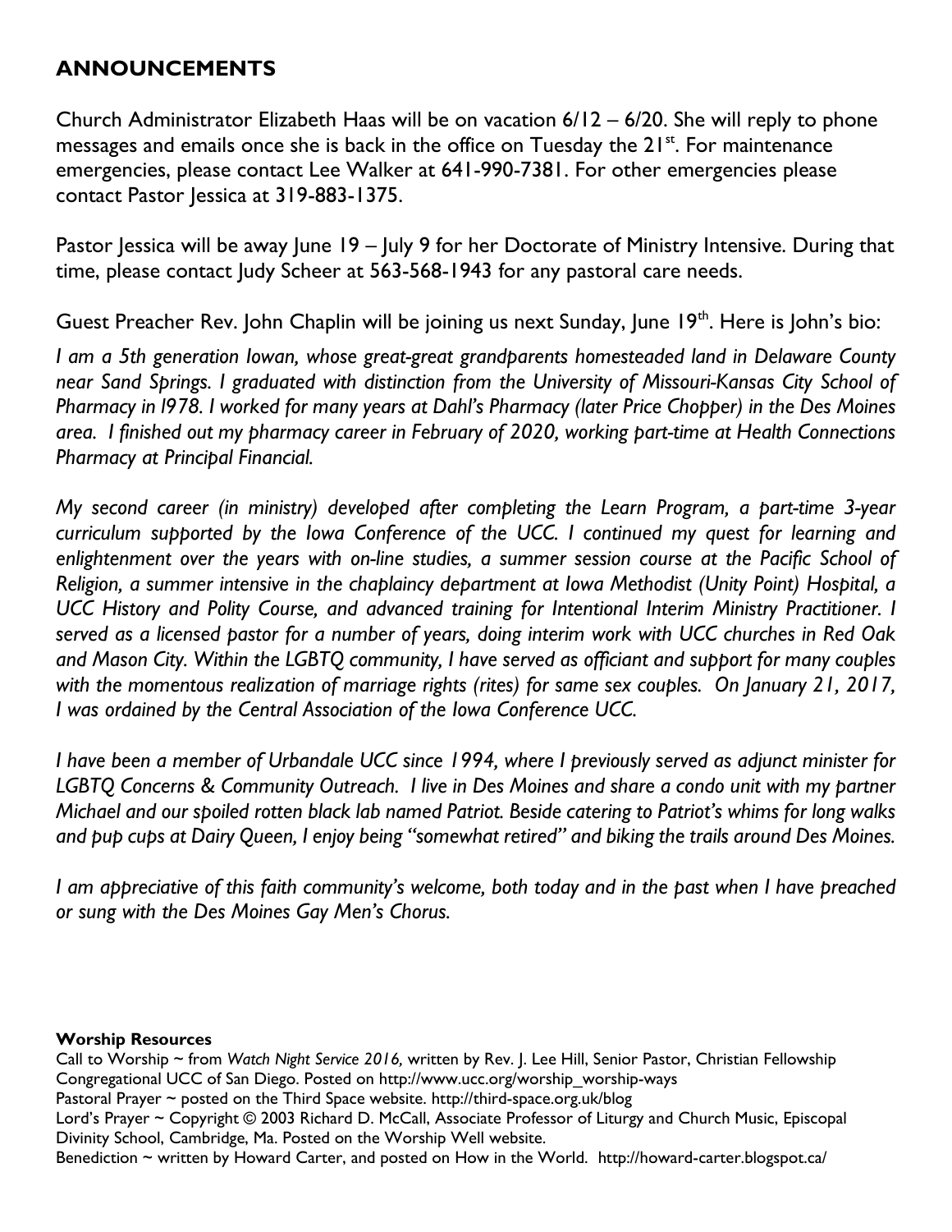## ANNOUNCEMENTS

Church Administrator Elizabeth Haas will be on vacation 6/12 – 6/20. She will reply to phone messages and emails once she is back in the office on Tuesday the 21st. For maintenance emergencies, please contact Lee Walker at 641-990-7381. For other emergencies please contact Pastor Jessica at 319-883-1375.

Pastor Jessica will be away June 19 – July 9 for her Doctorate of Ministry Intensive. During that time, please contact Judy Scheer at 563-568-1943 for any pastoral care needs.

Guest Preacher Rev. John Chaplin will be joining us next Sunday, June 19th. Here is John's bio:

*I am a 5th generation Iowan, whose great-great grandparents homesteaded land in Delaware County near Sand Springs. I graduated with distinction from the University of Missouri-Kansas City School of Pharmacy in l978. I worked for many years at Dahl's Pharmacy (later Price Chopper) in the Des Moines area. I finished out my pharmacy career in February of 2020, working part-time at Health Connections Pharmacy at Principal Financial.*

*My second career (in ministry) developed after completing the Learn Program, a part-time 3-year curriculum supported by the Iowa Conference of the UCC. I continued my quest for learning and enlightenment over the years with on-line studies, a summer session course at the Pacific School of Religion, a summer intensive in the chaplaincy department at Iowa Methodist (Unity Point) Hospital, a UCC History and Polity Course, and advanced training for Intentional Interim Ministry Practitioner. I served as a licensed pastor for a number of years, doing interim work with UCC churches in Red Oak and Mason City. Within the LGBTQ community, I have served as officiant and support for many couples with the momentous realization of marriage rights (rites) for same sex couples. On January 21, 2017, I was ordained by the Central Association of the Iowa Conference UCC.*

*I have been a member of Urbandale UCC since 1994, where I previously served as adjunct minister for LGBTQ Concerns & Community Outreach. I live in Des Moines and share a condo unit with my partner Michael and our spoiled rotten black lab named Patriot. Beside catering to Patriot's whims for long walks and pup cups at Dairy Queen, I enjoy being "somewhat retired" and biking the trails around Des Moines.*

*I am appreciative of this faith community's welcome, both today and in the past when I have preached or sung with the Des Moines Gay Men's Chorus.*

**Worship Resources**

Call to Worship ~ from *Watch Night Service 2016,* written by Rev. J. Lee Hill, Senior Pastor, Christian Fellowship Congregational UCC of San Diego. Posted on http://www.ucc.org/worship_worship-ways

Pastoral Prayer ~ posted on the Third Space website. http://third-space.org.uk/blog

Lord's Prayer ~ Copyright © 2003 Richard D. McCall, Associate Professor of Liturgy and Church Music, Episcopal Divinity School, Cambridge, Ma. Posted on the Worship Well website.

Benediction ~ written by Howard Carter, and posted on How in the World. http://howard-carter.blogspot.ca/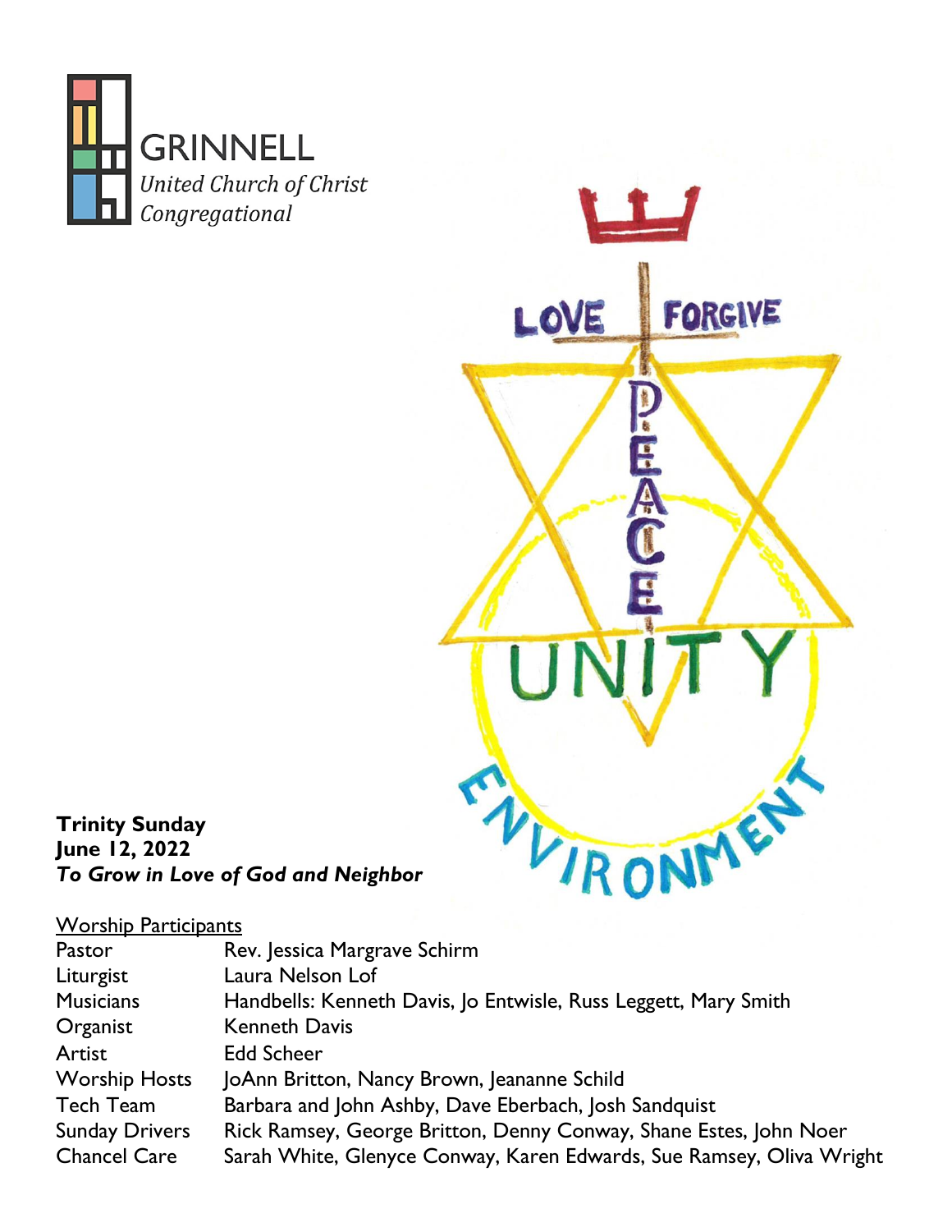GRINNELL
*United Church of Christ*
*Congregational*

LOVE FORGIVE

PEACE

UNITY

ENVIRONMENT

**Trinity Sunday**
**June 12, 2022**
***To Grow in Love of God and Neighbor***

<u>Worship Participants</u>

| | |
|---|---|
| Pastor | Rev. Jessica Margrave Schirm |
| Liturgist | Laura Nelson Lof |
| Musicians | Handbells: Kenneth Davis, Jo Entwisle, Russ Leggett, Mary Smith |
| Organist | Kenneth Davis |
| Artist | Edd Scheer |
| Worship Hosts | JoAnn Britton, Nancy Brown, Jeananne Schild |
| Tech Team | Barbara and John Ashby, Dave Eberbach, Josh Sandquist |
| Sunday Drivers | Rick Ramsey, George Britton, Denny Conway, Shane Estes, John Noer |
| Chancel Care | Sarah White, Glenyce Conway, Karen Edwards, Sue Ramsey, Oliva Wright |